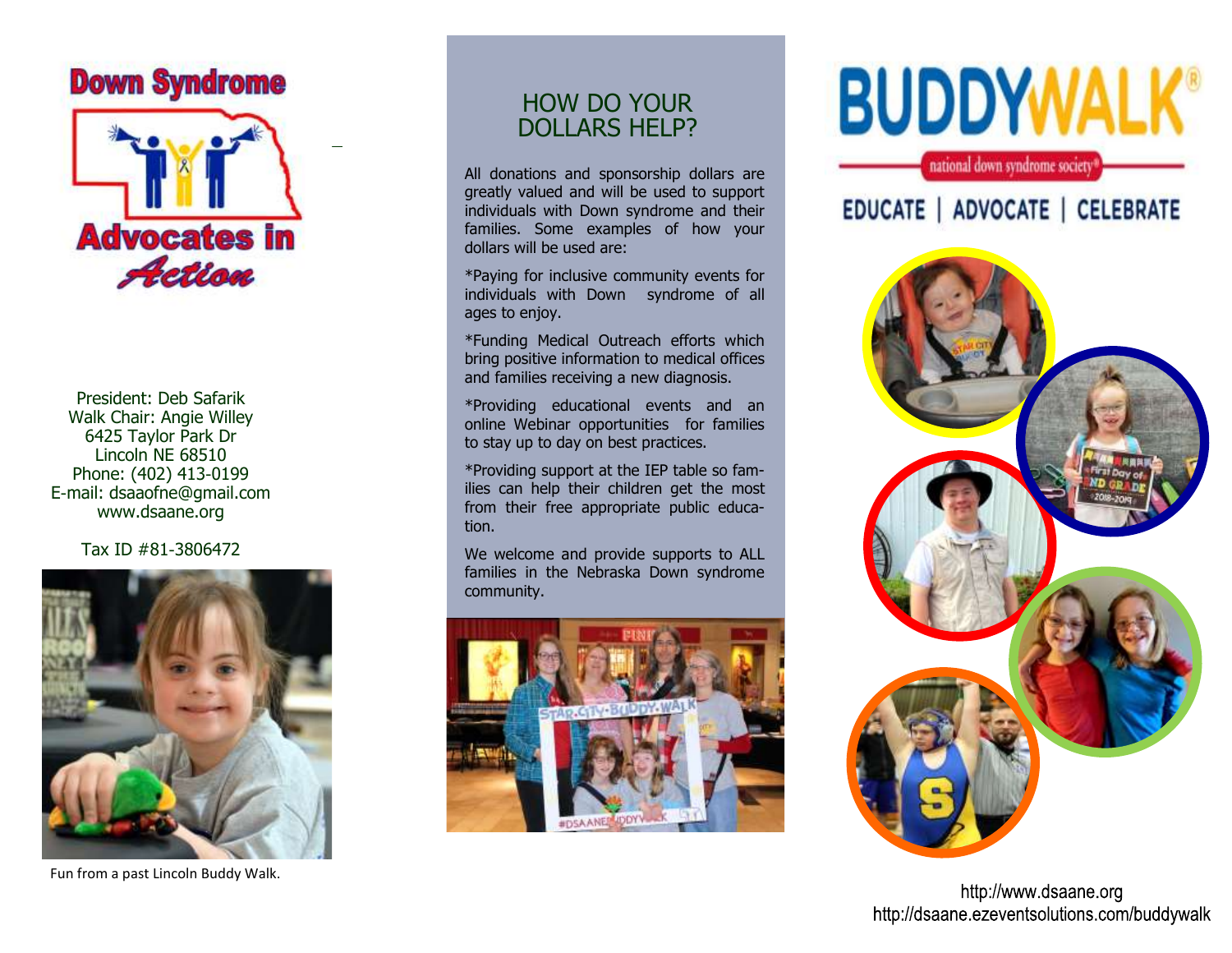Down Syndrome Advocates in Action

President: Deb Safarik
Walk Chair: Angie Willey
6425 Taylor Park Dr
Lincoln NE 68510
Phone: (402) 413-0199
E-mail: dsaaofne@gmail.com
www.dsaane.org

Tax ID #81-3806472

Fun from a past Lincoln Buddy Walk.

## HOW DO YOUR DOLLARS HELP?

All donations and sponsorship dollars are greatly valued and will be used to support individuals with Down syndrome and their families. Some examples of how your dollars will be used are:

*Paying for inclusive community events for individuals with Down syndrome of all ages to enjoy.

*Funding Medical Outreach efforts which bring positive information to medical offices and families receiving a new diagnosis.

*Providing educational events and an online Webinar opportunities for families to stay up to day on best practices.

*Providing support at the IEP table so families can help their children get the most from their free appropriate public education.

We welcome and provide supports to ALL families in the Nebraska Down syndrome community.

# BUDDYWALK®

national down syndrome society®

EDUCATE | ADVOCATE | CELEBRATE

http://www.dsaane.org
http://dsaane.ezeventsolutions.com/buddywalk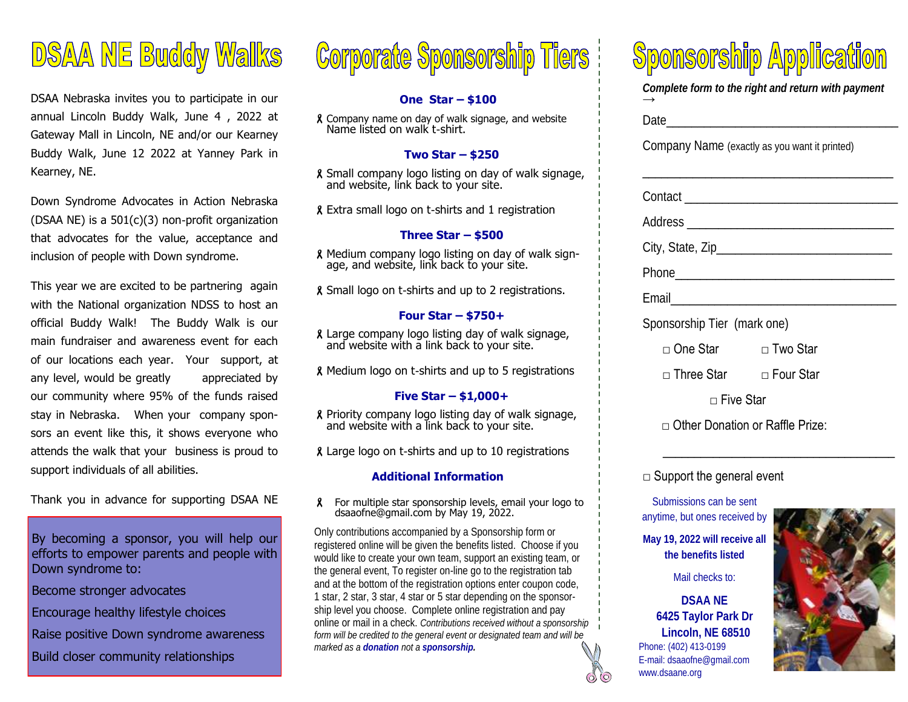# DSAA NE Buddy Walks

DSAA Nebraska invites you to participate in our annual Lincoln Buddy Walk, June 4 , 2022 at Gateway Mall in Lincoln, NE and/or our Kearney Buddy Walk, June 12 2022 at Yanney Park in Kearney, NE.

Down Syndrome Advocates in Action Nebraska (DSAA NE) is a 501(c)(3) non-profit organization that advocates for the value, acceptance and inclusion of people with Down syndrome.

This year we are excited to be partnering again with the National organization NDSS to host an official Buddy Walk! The Buddy Walk is our main fundraiser and awareness event for each of our locations each year. Your support, at any level, would be greatly appreciated by our community where 95% of the funds raised stay in Nebraska. When your company sponsors an event like this, it shows everyone who attends the walk that your business is proud to support individuals of all abilities.

Thank you in advance for supporting DSAA NE

By becoming a sponsor, you will help our efforts to empower parents and people with Down syndrome to:

Become stronger advocates

Encourage healthy lifestyle choices

Raise positive Down syndrome awareness

Build closer community relationships

# Corporate Sponsorship Tiers

### One Star – $100

- Company name on day of walk signage, and website Name listed on walk t-shirt.

### Two Star – $250

- Small company logo listing on day of walk signage, and website, link back to your site.
- Extra small logo on t-shirts and 1 registration

### Three Star – $500

- Medium company logo listing on day of walk signage, and website, link back to your site.
- Small logo on t-shirts and up to 2 registrations.

### Four Star – $750+

- Large company logo listing day of walk signage, and website with a link back to your site.
- Medium logo on t-shirts and up to 5 registrations

### Five Star – $1,000+

- Priority company logo listing day of walk signage, and website with a link back to your site.
- Large logo on t-shirts and up to 10 registrations

### Additional Information

- For multiple star sponsorship levels, email your logo to dsaaofne@gmail.com by May 19, 2022.

Only contributions accompanied by a Sponsorship form or registered online will be given the benefits listed. Choose if you would like to create your own team, support an existing team, or the general event, To register on-line go to the registration tab and at the bottom of the registration options enter coupon code, 1 star, 2 star, 3 star, 4 star or 5 star depending on the sponsorship level you choose. Complete online registration and pay online or mail in a check. *Contributions received without a sponsorship form will be credited to the general event or designated team and will be marked as a **donation** not a **sponsorship.***

# Sponsorship Application

***Complete form to the right and return with payment →***

Date___________________________________

Company Name (exactly as you want it printed)

_______________________________________

Contact ________________________________

Address ________________________________

City, State, Zip__________________________

Phone__________________________________

Email___________________________________

Sponsorship Tier (mark one)

□ One Star □ Two Star

□ Three Star □ Four Star

□ Five Star

□ Other Donation or Raffle Prize:

_______________________________________

□ Support the general event

Submissions can be sent anytime, but ones received by **May 19, 2022 will receive all the benefits listed**

Mail checks to:

**DSAA NE**
**6425 Taylor Park Dr**
**Lincoln, NE 68510**

Phone: (402) 413-0199
E-mail: dsaaofne@gmail.com
www.dsaane.org